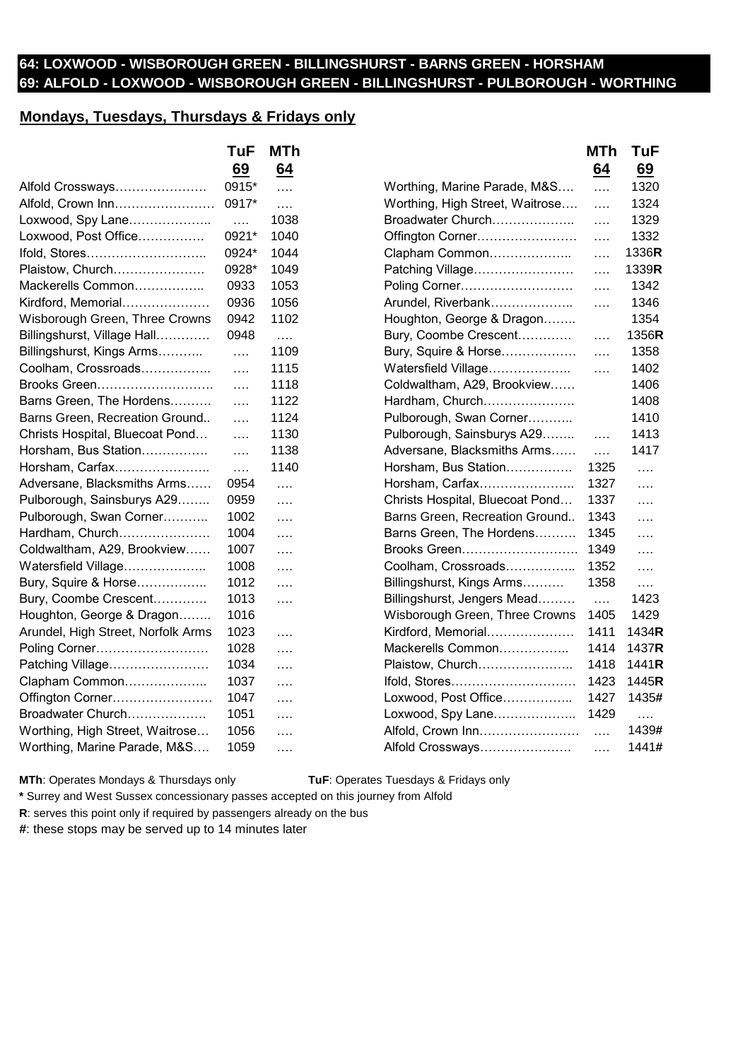## 64: LOXWOOD - WISBOROUGH GREEN - BILLINGSHURST - BARNS GREEN - HORSHAM
## 69: ALFOLD - LOXWOOD - WISBOROUGH GREEN - BILLINGSHURST - PULBOROUGH - WORTHING

**Mondays, Tuesdays, Thursdays & Fridays only**

| | TuF | MTh |
|---|---|---|
| | 69 | 64 |
| Alfold Crossways | 0915* | .... |
| Alfold, Crown Inn | 0917* | .... |
| Loxwood, Spy Lane | .... | 1038 |
| Loxwood, Post Office | 0921* | 1040 |
| Ifold, Stores | 0924* | 1044 |
| Plaistow, Church | 0928* | 1049 |
| Mackerells Common | 0933 | 1053 |
| Kirdford, Memorial | 0936 | 1056 |
| Wisborough Green, Three Crowns | 0942 | 1102 |
| Billingshurst, Village Hall | 0948 | .... |
| Billingshurst, Kings Arms | .... | 1109 |
| Coolham, Crossroads | .... | 1115 |
| Brooks Green | .... | 1118 |
| Barns Green, The Hordens | .... | 1122 |
| Barns Green, Recreation Ground | .... | 1124 |
| Christs Hospital, Bluecoat Pond | .... | 1130 |
| Horsham, Bus Station | .... | 1138 |
| Horsham, Carfax | .... | 1140 |
| Adversane, Blacksmiths Arms | 0954 | .... |
| Pulborough, Sainsburys A29 | 0959 | .... |
| Pulborough, Swan Corner | 1002 | .... |
| Hardham, Church | 1004 | .... |
| Coldwaltham, A29, Brookview | 1007 | .... |
| Watersfield Village | 1008 | .... |
| Bury, Squire & Horse | 1012 | .... |
| Bury, Coombe Crescent | 1013 | .... |
| Houghton, George & Dragon | 1016 | |
| Arundel, High Street, Norfolk Arms | 1023 | .... |
| Poling Corner | 1028 | .... |
| Patching Village | 1034 | .... |
| Clapham Common | 1037 | .... |
| Offington Corner | 1047 | .... |
| Broadwater Church | 1051 | .... |
| Worthing, High Street, Waitrose | 1056 | .... |
| Worthing, Marine Parade, M&S | 1059 | .... |

| | MTh | TuF |
|---|---|---|
| | 64 | 69 |
| Worthing, Marine Parade, M&S | .... | 1320 |
| Worthing, High Street, Waitrose | .... | 1324 |
| Broadwater Church | .... | 1329 |
| Offington Corner | .... | 1332 |
| Clapham Common | .... | 1336**R** |
| Patching Village | .... | 1339**R** |
| Poling Corner | .... | 1342 |
| Arundel, Riverbank | .... | 1346 |
| Houghton, George & Dragon | | 1354 |
| Bury, Coombe Crescent | .... | 1356**R** |
| Bury, Squire & Horse | .... | 1358 |
| Watersfield Village | .... | 1402 |
| Coldwaltham, A29, Brookview | | 1406 |
| Hardham, Church | | 1408 |
| Pulborough, Swan Corner | | 1410 |
| Pulborough, Sainsburys A29 | .... | 1413 |
| Adversane, Blacksmiths Arms | .... | 1417 |
| Horsham, Bus Station | 1325 | .... |
| Horsham, Carfax | 1327 | .... |
| Christs Hospital, Bluecoat Pond | 1337 | .... |
| Barns Green, Recreation Ground | 1343 | .... |
| Barns Green, The Hordens | 1345 | .... |
| Brooks Green | 1349 | .... |
| Coolham, Crossroads | 1352 | .... |
| Billingshurst, Kings Arms | 1358 | .... |
| Billingshurst, Jengers Mead | .... | 1423 |
| Wisborough Green, Three Crowns | 1405 | 1429 |
| Kirdford, Memorial | 1411 | 1434**R** |
| Mackerells Common | 1414 | 1437**R** |
| Plaistow, Church | 1418 | 1441**R** |
| Ifold, Stores | 1423 | 1445**R** |
| Loxwood, Post Office | 1427 | 1435# |
| Loxwood, Spy Lane | 1429 | .... |
| Alfold, Crown Inn | .... | 1439# |
| Alfold Crossways | .... | 1441# |

**MTh**: Operates Mondays & Thursdays only **TuF**: Operates Tuesdays & Fridays only

**\*** Surrey and West Sussex concessionary passes accepted on this journey from Alfold

**R**: serves this point only if required by passengers already on the bus

**#**: these stops may be served up to 14 minutes later